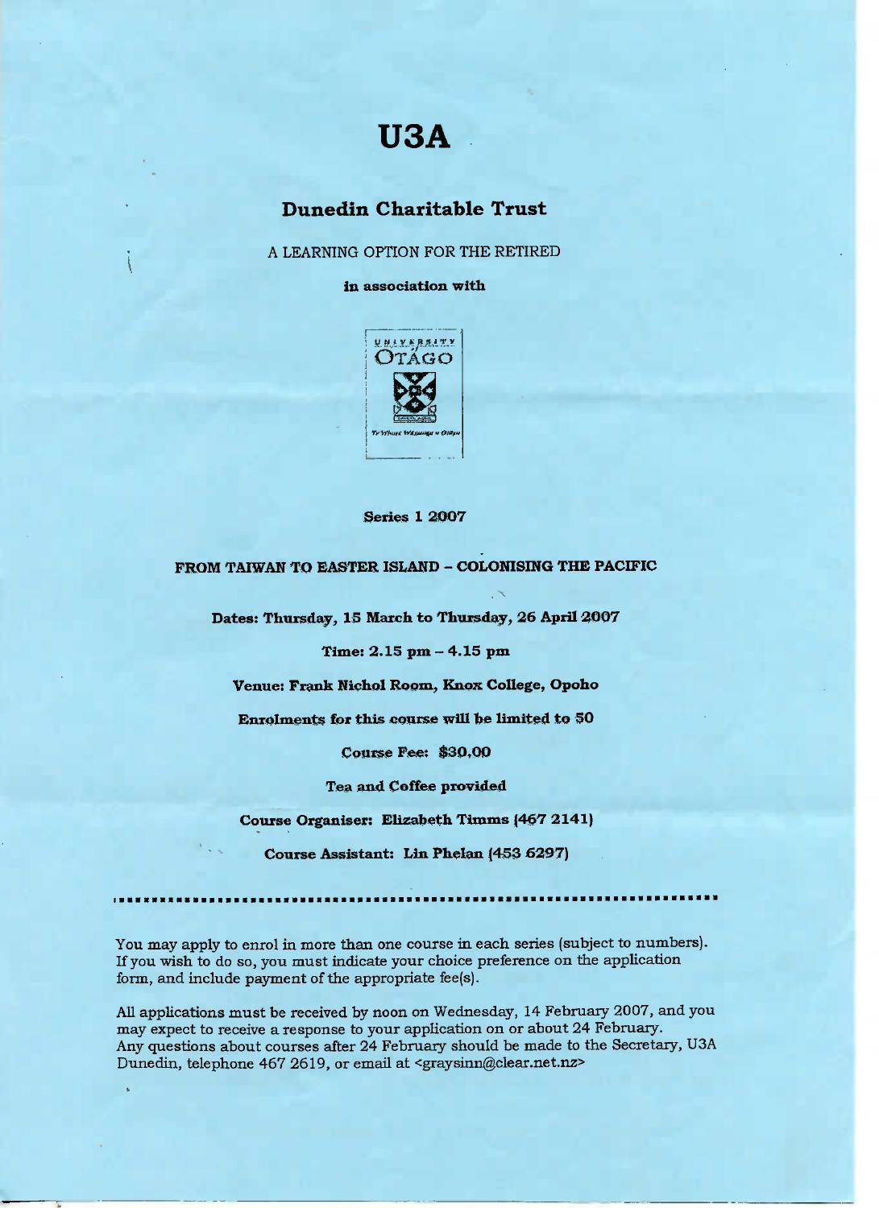# U3A

## Dunedin Charitable Trust

A LEARNING OPTION FOR THE RETIRED

**in association with**

**Series 1 2007**

**FROM TAIWAN TO EASTER ISLAND – COLONISING THE PACIFIC**

**Dates: Thursday, 15 March to Thursday, 26 April 2007**

**Time: 2.15 pm – 4.15 pm**

**Venue: Frank Nichol Room, Knox College, Opoho**

**Enrolments for this course will be limited to 50**

**Course Fee: $30.00**

**Tea and Coffee provided**

**Course Organiser: Elizabeth Timms (467 2141)**

**Course Assistant: Lin Phelan (453 6297)**

---

You may apply to enrol in more than one course in each series (subject to numbers). If you wish to do so, you must indicate your choice preference on the application form, and include payment of the appropriate fee(s).

All applications must be received by noon on Wednesday, 14 February 2007, and you may expect to receive a response to your application on or about 24 February. Any questions about courses after 24 February should be made to the Secretary, U3A Dunedin, telephone 467 2619, or email at <graysinn@clear.net.nz>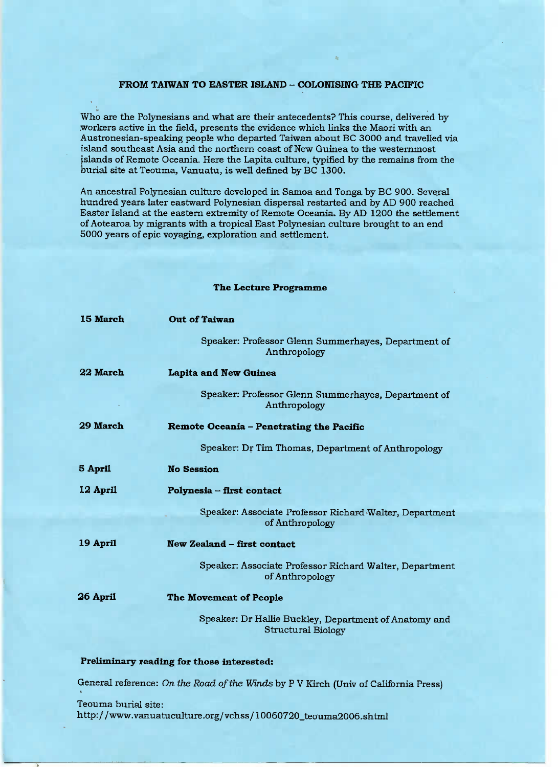# FROM TAIWAN TO EASTER ISLAND – COLONISING THE PACIFIC

Who are the Polynesians and what are their antecedents? This course, delivered by workers active in the field, presents the evidence which links the Maori with an Austronesian-speaking people who departed Taiwan about BC 3000 and travelled via island southeast Asia and the northern coast of New Guinea to the westernmost islands of Remote Oceania. Here the Lapita culture, typified by the remains from the burial site at Teouma, Vanuatu, is well defined by BC 1300.

An ancestral Polynesian culture developed in Samoa and Tonga by BC 900. Several hundred years later eastward Polynesian dispersal restarted and by AD 900 reached Easter Island at the eastern extremity of Remote Oceania. By AD 1200 the settlement of Aotearoa by migrants with a tropical East Polynesian culture brought to an end 5000 years of epic voyaging, exploration and settlement.

## The Lecture Programme

**15 March** — **Out of Taiwan**

Speaker: Professor Glenn Summerhayes, Department of Anthropology

**22 March** — **Lapita and New Guinea**

Speaker: Professor Glenn Summerhayes, Department of Anthropology

**29 March** — **Remote Oceania – Penetrating the Pacific**

Speaker: Dr Tim Thomas, Department of Anthropology

**5 April** — **No Session**

**12 April** — **Polynesia – first contact**

Speaker: Associate Professor Richard Walter, Department of Anthropology

**19 April** — **New Zealand – first contact**

Speaker: Associate Professor Richard Walter, Department of Anthropology

**26 April** — **The Movement of People**

Speaker: Dr Hallie Buckley, Department of Anatomy and Structural Biology

**Preliminary reading for those interested:**

General reference: *On the Road of the Winds* by P V Kirch (Univ of California Press)

Teouma burial site:
http://www.vanuatuculture.org/vchss/10060720_teouma2006.shtml